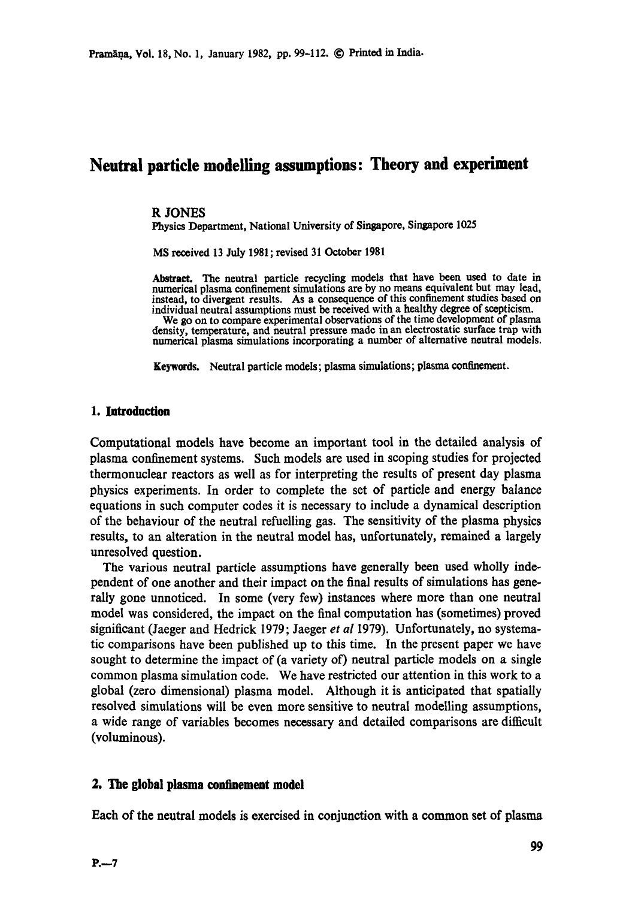# Neutral particle modelling assumptions: Theory and experiment

R JONES

Physics Department, National University of Singapore, Singapore 1025

MS received 13 July 1981; revised 31 October 1981

**Abstract.** The neutral particle recycling models that have been used to date in numerical plasma confinement simulations are by no means equivalent but may lead, instead, to divergent results. As a consequence of this confinement studies based on individual neutral assumptions must be received with a healthy degree of scepticism.

We go on to compare experimental observations of the time development of plasma density, temperature, and neutral pressure made in an electrostatic surface trap with numerical plasma simulations incorporating a number of alternative neutral models.

**Keywords.** Neutral particle models; plasma simulations; plasma confinement.

## 1. Introduction

Computational models have become an important tool in the detailed analysis of plasma confinement systems. Such models are used in scoping studies for projected thermonuclear reactors as well as for interpreting the results of present day plasma physics experiments. In order to complete the set of particle and energy balance equations in such computer codes it is necessary to include a dynamical description of the behaviour of the neutral refuelling gas. The sensitivity of the plasma physics results, to an alteration in the neutral model has, unfortunately, remained a largely unresolved question.

The various neutral particle assumptions have generally been used wholly independent of one another and their impact on the final results of simulations has generally gone unnoticed. In some (very few) instances where more than one neutral model was considered, the impact on the final computation has (sometimes) proved significant (Jaeger and Hedrick 1979; Jaeger *et al* 1979). Unfortunately, no systematic comparisons have been published up to this time. In the present paper we have sought to determine the impact of (a variety of) neutral particle models on a single common plasma simulation code. We have restricted our attention in this work to a global (zero dimensional) plasma model. Although it is anticipated that spatially resolved simulations will be even more sensitive to neutral modelling assumptions, a wide range of variables becomes necessary and detailed comparisons are difficult (voluminous).

## 2. The global plasma confinement model

Each of the neutral models is exercised in conjunction with a common set of plasma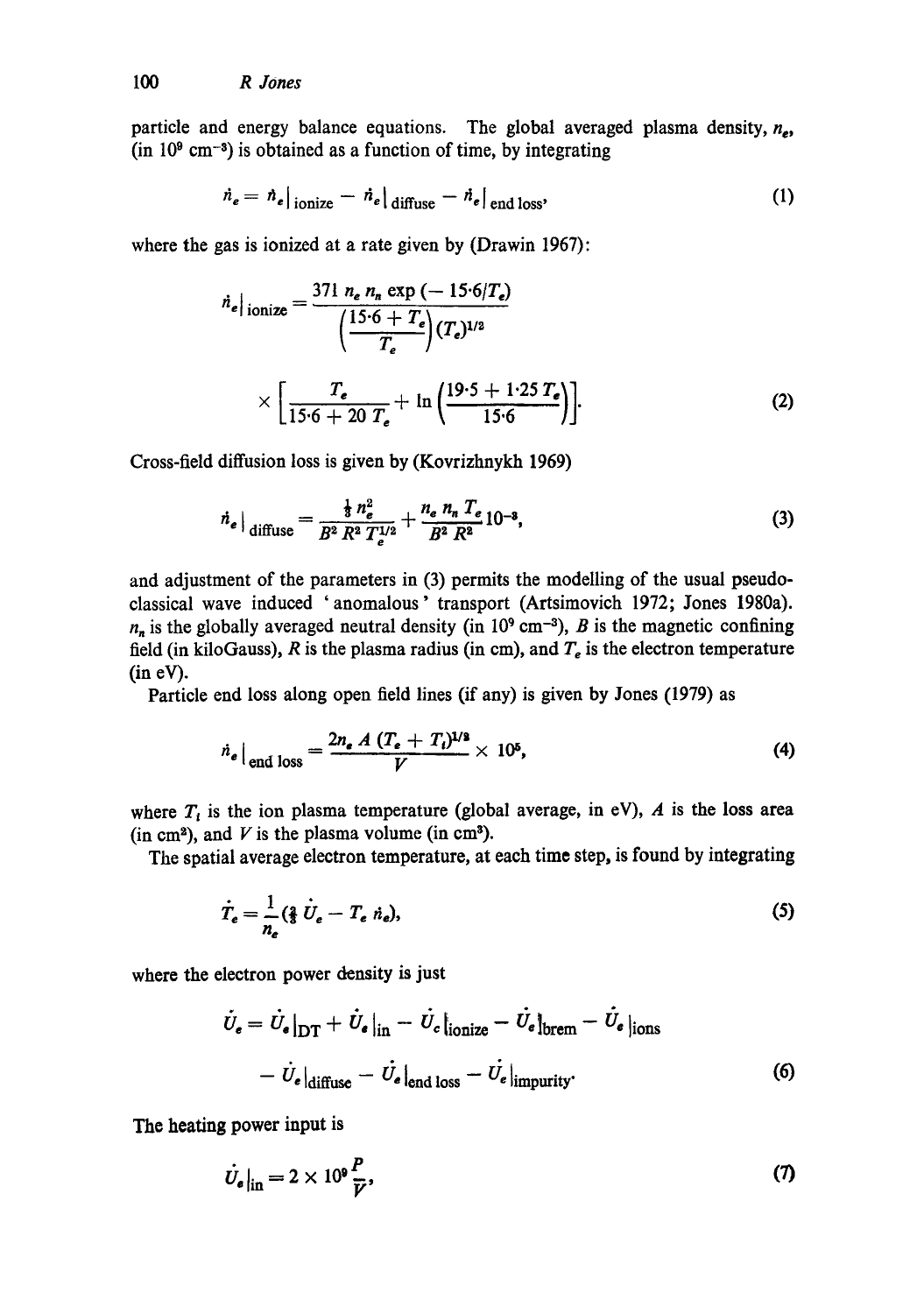particle and energy balance equations. The global averaged plasma density, $n_e$, (in $10^9$ cm$^{-3}$) is obtained as a function of time, by integrating

$$\dot{n}_e = \dot{n}_e|_{\text{ionize}} - \dot{n}_e|_{\text{diffuse}} - \dot{n}_e|_{\text{end loss}}, \tag{1}$$

where the gas is ionized at a rate given by (Drawin 1967):

$$\dot{n}_e|_{\text{ionize}} = \frac{371\, n_e\, n_n \exp(-15{\cdot}6/T_e)}{\left(\dfrac{15{\cdot}6 + T_e}{T_e}\right)(T_e)^{1/2}} \times \left[\frac{T_e}{15{\cdot}6 + 20\, T_e} + \ln\left(\frac{19{\cdot}5 + 1{\cdot}25\, T_e}{15{\cdot}6}\right)\right]. \tag{2}$$

Cross-field diffusion loss is given by (Kovrizhnykh 1969)

$$\dot{n}_e|_{\text{diffuse}} = \frac{\frac{1}{3} n_e^2}{B^2 R^2 T_e^{1/2}} + \frac{n_e\, n_n\, T_e}{B^2 R^2} 10^{-3}, \tag{3}$$

and adjustment of the parameters in (3) permits the modelling of the usual pseudo-classical wave induced 'anomalous' transport (Artsimovich 1972; Jones 1980a). $n_n$ is the globally averaged neutral density (in $10^9$ cm$^{-3}$), $B$ is the magnetic confining field (in kiloGauss), $R$ is the plasma radius (in cm), and $T_e$ is the electron temperature (in eV).

Particle end loss along open field lines (if any) is given by Jones (1979) as

$$\dot{n}_e|_{\text{end loss}} = \frac{2 n_e\, A\, (T_e + T_i)^{1/2}}{V} \times 10^5, \tag{4}$$

where $T_i$ is the ion plasma temperature (global average, in eV), $A$ is the loss area (in cm$^2$), and $V$ is the plasma volume (in cm$^3$).

The spatial average electron temperature, at each time step, is found by integrating

$$\dot{T}_e = \frac{1}{n_e}\left(\tfrac{2}{3}\, \dot{U}_e - T_e\, \dot{n}_e\right), \tag{5}$$

where the electron power density is just

$$\dot{U}_e = \dot{U}_e|_{\text{DT}} + \dot{U}_e|_{\text{in}} - \dot{U}_e|_{\text{ionize}} - \dot{U}_e|_{\text{brem}} - \dot{U}_e|_{\text{ions}} - \dot{U}_e|_{\text{diffuse}} - \dot{U}_e|_{\text{end loss}} - \dot{U}_e|_{\text{impurity}}. \tag{6}$$

The heating power input is

$$\dot{U}_e|_{\text{in}} = 2 \times 10^9 \frac{P}{V}, \tag{7}$$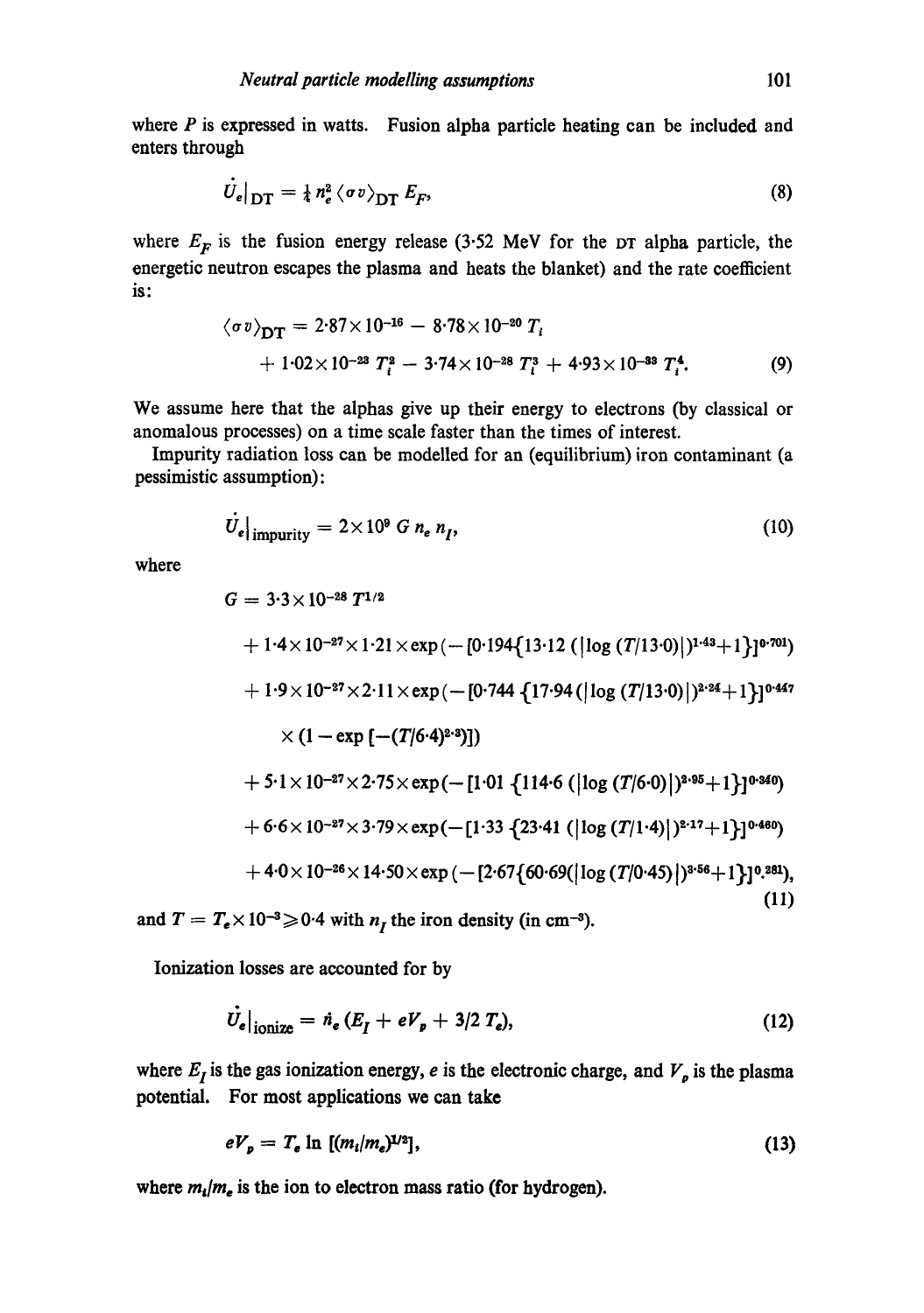where $P$ is expressed in watts. Fusion alpha particle heating can be included and enters through

$$\dot{U}_e|_{\mathrm{DT}} = \tfrac{1}{4}\, n_e^2 \langle \sigma v \rangle_{\mathrm{DT}}\, E_F, \tag{8}$$

where $E_F$ is the fusion energy release (3·52 MeV for the DT alpha particle, the energetic neutron escapes the plasma and heats the blanket) and the rate coefficient is:

$$\begin{aligned}\langle \sigma v \rangle_{\mathrm{DT}} &= 2{\cdot}87\times 10^{-16} - 8{\cdot}78\times 10^{-20}\, T_i \\ &\quad + 1{\cdot}02\times 10^{-23}\, T_i^2 - 3{\cdot}74\times 10^{-28}\, T_i^3 + 4{\cdot}93\times 10^{-33}\, T_i^4.\end{aligned} \tag{9}$$

We assume here that the alphas give up their energy to electrons (by classical or anomalous processes) on a time scale faster than the times of interest.

Impurity radiation loss can be modelled for an (equilibrium) iron contaminant (a pessimistic assumption):

$$\dot{U}_e|_{\mathrm{impurity}} = 2\times 10^9\, G\, n_e\, n_I, \tag{10}$$

where

$$\begin{aligned}G &= 3{\cdot}3\times 10^{-28}\, T^{1/2} \\ &\quad + 1{\cdot}4\times 10^{-27}\times 1{\cdot}21\times \exp(-[0{\cdot}194\{13{\cdot}12\,(|\log(T/13{\cdot}0)|)^{1{\cdot}43}+1\}]^{0{\cdot}701}) \\ &\quad + 1{\cdot}9\times 10^{-27}\times 2{\cdot}11\times \exp(-[0{\cdot}744\,\{17{\cdot}94\,(|\log(T/13{\cdot}0)|)^{2{\cdot}24}+1\}]^{0{\cdot}447} \\ &\qquad \times (1-\exp[-(T/6{\cdot}4)^{2{\cdot}3}]) \\ &\quad + 5{\cdot}1\times 10^{-27}\times 2{\cdot}75\times \exp(-[1{\cdot}01\,\{114{\cdot}6\,(|\log(T/6{\cdot}0)|)^{2{\cdot}95}+1\}]^{0{\cdot}340}) \\ &\quad + 6{\cdot}6\times 10^{-27}\times 3{\cdot}79\times \exp(-[1{\cdot}33\,\{23{\cdot}41\,(|\log(T/1{\cdot}4)|)^{2{\cdot}17}+1\}]^{0{\cdot}460}) \\ &\quad + 4{\cdot}0\times 10^{-26}\times 14{\cdot}50\times \exp(-[2{\cdot}67\{60{\cdot}69(|\log(T/0{\cdot}45)|)^{3{\cdot}56}+1\}]^{0{\cdot}281}),\end{aligned} \tag{11}$$

and $T = T_e \times 10^{-3} \geqslant 0{\cdot}4$ with $n_I$ the iron density (in $\mathrm{cm}^{-3}$).

Ionization losses are accounted for by

$$\dot{U}_e|_{\mathrm{ionize}} = \dot{n}_e\,(E_I + eV_p + 3/2\, T_e), \tag{12}$$

where $E_I$ is the gas ionization energy, $e$ is the electronic charge, and $V_p$ is the plasma potential. For most applications we can take

$$eV_p = T_e \ln\,[(m_i/m_e)^{1/2}], \tag{13}$$

where $m_i/m_e$ is the ion to electron mass ratio (for hydrogen).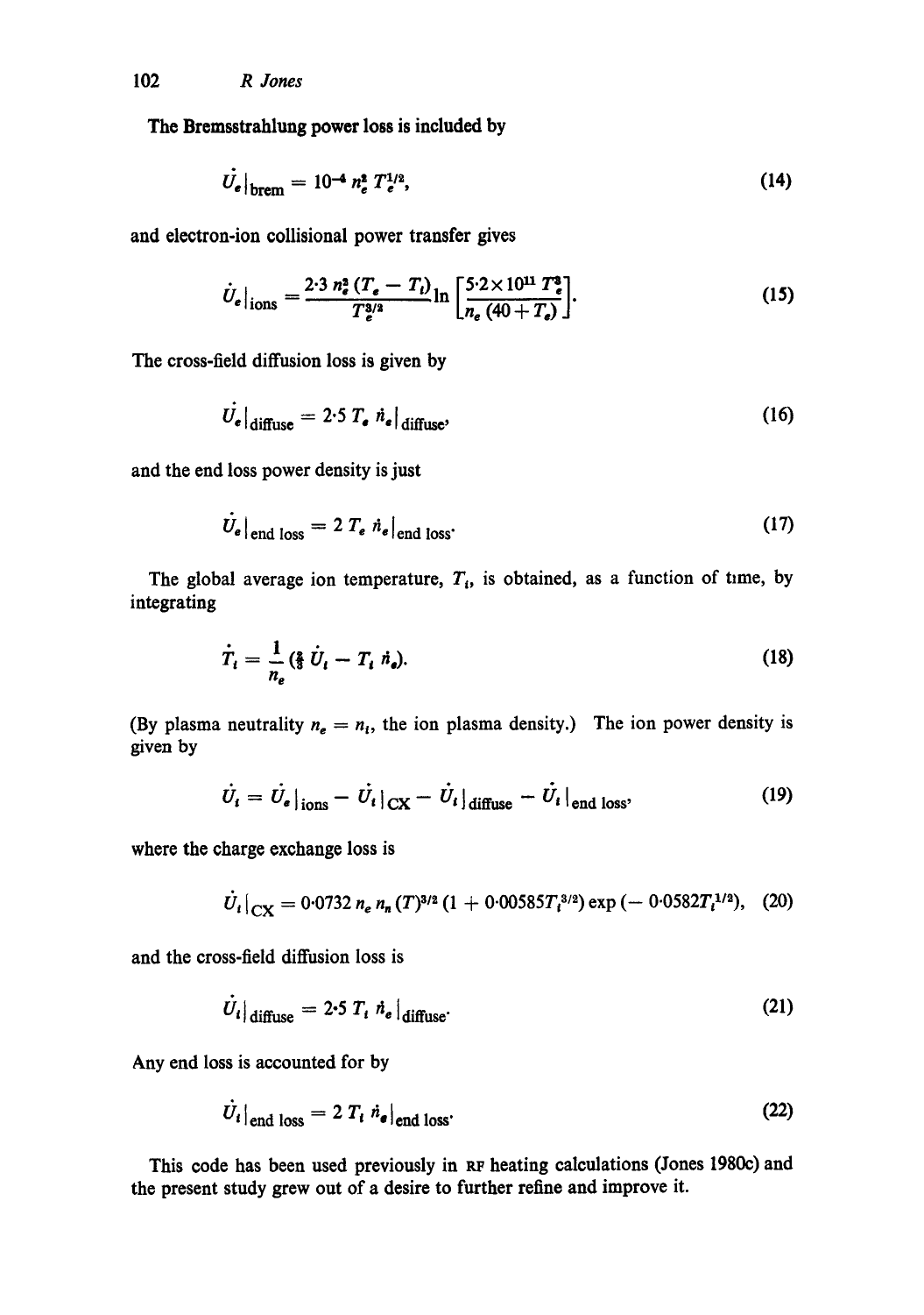The Bremsstrahlung power loss is included by

$$\dot{U}_e\big|_{\text{brem}} = 10^{-4}\, n_e^2\, T_e^{1/2}, \tag{14}$$

and electron-ion collisional power transfer gives

$$\dot{U}_e\big|_{\text{ions}} = \frac{2{\cdot}3\, n_e^2\, (T_e - T_i)}{T_e^{3/2}} \ln\left[\frac{5{\cdot}2\times10^{11}\, T_e^3}{n_e\,(40 + T_e)}\right]. \tag{15}$$

The cross-field diffusion loss is given by

$$\dot{U}_e\big|_{\text{diffuse}} = 2{\cdot}5\, T_e\, \dot{n}_e\big|_{\text{diffuse}}, \tag{16}$$

and the end loss power density is just

$$\dot{U}_e\big|_{\text{end loss}} = 2\, T_e\, \dot{n}_e\big|_{\text{end loss}}. \tag{17}$$

The global average ion temperature, $T_i$, is obtained, as a function of time, by integrating

$$\dot{T}_i = \frac{1}{n_e}\left(\tfrac{2}{3}\, \dot{U}_i - T_i\, \dot{n}_e\right). \tag{18}$$

(By plasma neutrality $n_e = n_i$, the ion plasma density.) The ion power density is given by

$$\dot{U}_i = \dot{U}_e\big|_{\text{ions}} - \dot{U}_i\big|_{\text{CX}} - \dot{U}_i\big|_{\text{diffuse}} - \dot{U}_i\big|_{\text{end loss}}, \tag{19}$$

where the charge exchange loss is

$$\dot{U}_i\big|_{\text{CX}} = 0{\cdot}0732\, n_e\, n_n\, (T)^{3/2}\,(1 + 0{\cdot}00585 T_i^{3/2})\exp(-\,0{\cdot}0582 T_i^{1/2}), \tag{20}$$

and the cross-field diffusion loss is

$$\dot{U}_i\big|_{\text{diffuse}} = 2{\cdot}5\, T_i\, \dot{n}_e\big|_{\text{diffuse}}. \tag{21}$$

Any end loss is accounted for by

$$\dot{U}_i\big|_{\text{end loss}} = 2\, T_i\, \dot{n}_e\big|_{\text{end loss}}. \tag{22}$$

This code has been used previously in RF heating calculations (Jones 1980c) and the present study grew out of a desire to further refine and improve it.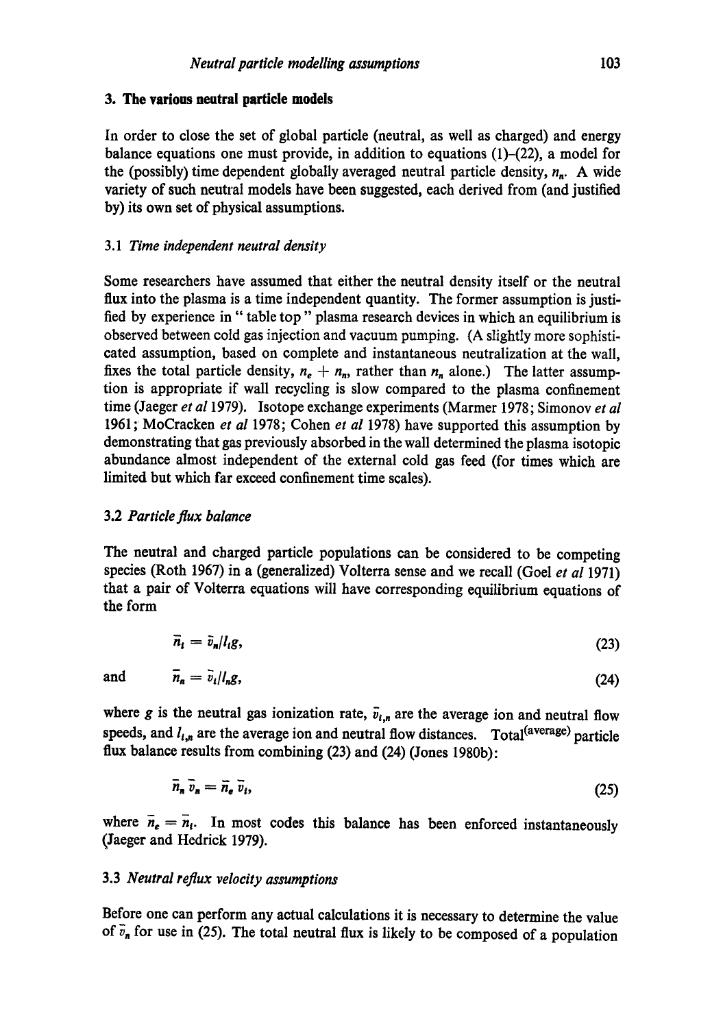## 3. The various neutral particle models

In order to close the set of global particle (neutral, as well as charged) and energy balance equations one must provide, in addition to equations (1)–(22), a model for the (possibly) time dependent globally averaged neutral particle density, $n_n$. A wide variety of such neutral models have been suggested, each derived from (and justified by) its own set of physical assumptions.

### 3.1 *Time independent neutral density*

Some researchers have assumed that either the neutral density itself or the neutral flux into the plasma is a time independent quantity. The former assumption is justified by experience in " table top " plasma research devices in which an equilibrium is observed between cold gas injection and vacuum pumping. (A slightly more sophisticated assumption, based on complete and instantaneous neutralization at the wall, fixes the total particle density, $n_e + n_n$, rather than $n_n$ alone.) The latter assumption is appropriate if wall recycling is slow compared to the plasma confinement time (Jaeger *et al* 1979). Isotope exchange experiments (Marmer 1978; Simonov *et al* 1961; McCracken *et al* 1978; Cohen *et al* 1978) have supported this assumption by demonstrating that gas previously absorbed in the wall determined the plasma isotopic abundance almost independent of the external cold gas feed (for times which are limited but which far exceed confinement time scales).

### 3.2 *Particle flux balance*

The neutral and charged particle populations can be considered to be competing species (Roth 1967) in a (generalized) Volterra sense and we recall (Goel *et al* 1971) that a pair of Volterra equations will have corresponding equilibrium equations of the form

$$\bar{n}_i = \bar{v}_n / l_i g, \tag{23}$$

and
$$\bar{n}_n = \bar{v}_i / l_n g, \tag{24}$$

where $g$ is the neutral gas ionization rate, $\bar{v}_{i,n}$ are the average ion and neutral flow speeds, and $l_{i,n}$ are the average ion and neutral flow distances. Total$^{\text{(average)}}$ particle flux balance results from combining (23) and (24) (Jones 1980b):

$$\bar{n}_n \bar{v}_n = \bar{n}_e \bar{v}_i, \tag{25}$$

where $\bar{n}_e = \bar{n}_i$. In most codes this balance has been enforced instantaneously (Jaeger and Hedrick 1979).

### 3.3 *Neutral reflux velocity assumptions*

Before one can perform any actual calculations it is necessary to determine the value of $\bar{v}_n$ for use in (25). The total neutral flux is likely to be composed of a population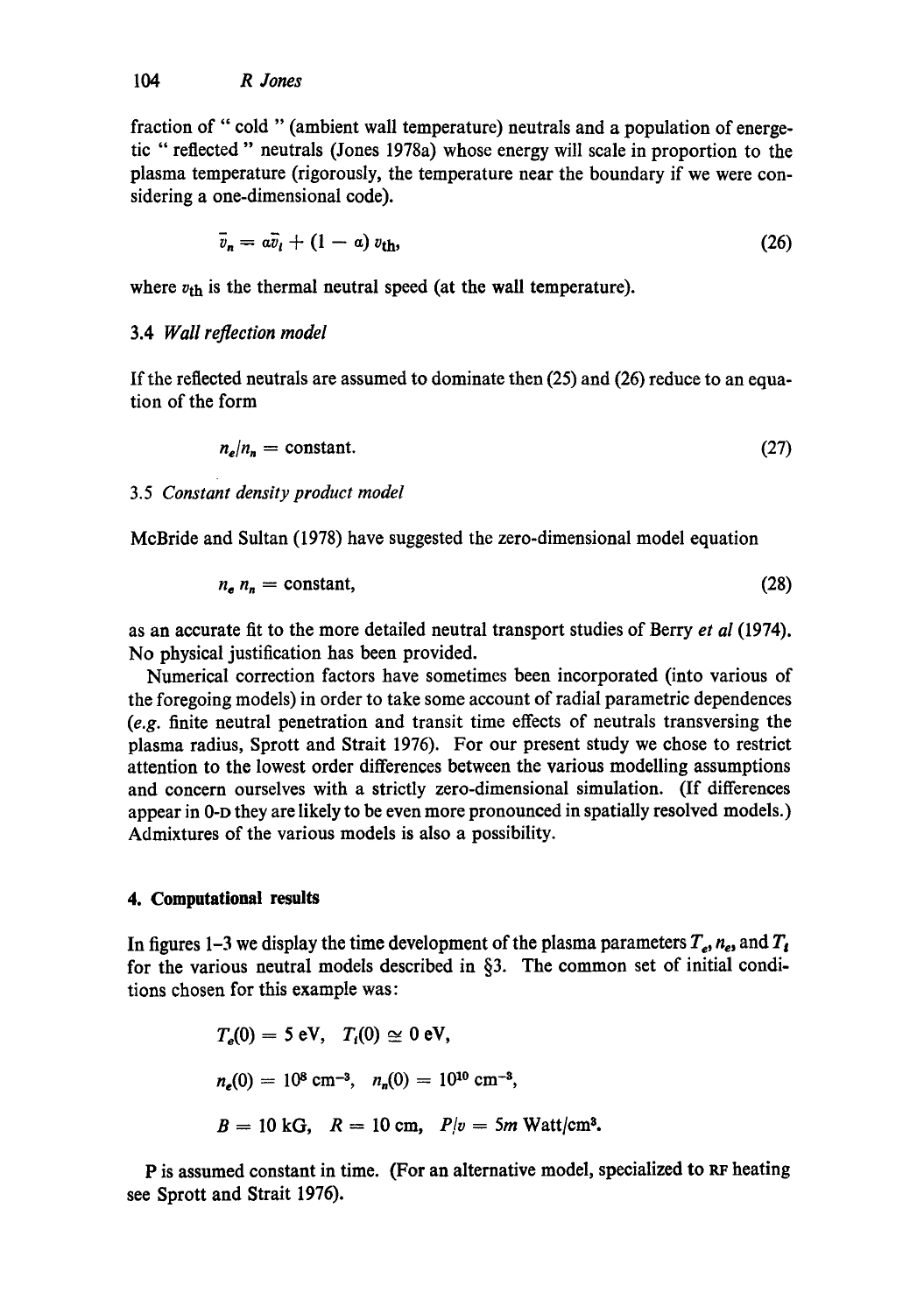fraction of " cold " (ambient wall temperature) neutrals and a population of energetic " reflected " neutrals (Jones 1978a) whose energy will scale in proportion to the plasma temperature (rigorously, the temperature near the boundary if we were considering a one-dimensional code).

$$\bar{v}_n = a\bar{v}_i + (1 - a)\, v_{\text{th}}, \tag{26}$$

where $v_{\text{th}}$ is the thermal neutral speed (at the wall temperature).

### 3.4 *Wall reflection model*

If the reflected neutrals are assumed to dominate then (25) and (26) reduce to an equation of the form

$$n_e/n_n = \text{constant}. \tag{27}$$

### 3.5 *Constant density product model*

McBride and Sultan (1978) have suggested the zero-dimensional model equation

$$n_e\, n_n = \text{constant}, \tag{28}$$

as an accurate fit to the more detailed neutral transport studies of Berry *et al* (1974). No physical justification has been provided.

Numerical correction factors have sometimes been incorporated (into various of the foregoing models) in order to take some account of radial parametric dependences (*e.g.* finite neutral penetration and transit time effects of neutrals transversing the plasma radius, Sprott and Strait 1976). For our present study we chose to restrict attention to the lowest order differences between the various modelling assumptions and concern ourselves with a strictly zero-dimensional simulation. (If differences appear in 0-D they are likely to be even more pronounced in spatially resolved models.) Admixtures of the various models is also a possibility.

## 4. Computational results

In figures 1–3 we display the time development of the plasma parameters $T_e$, $n_e$, and $T_i$ for the various neutral models described in §3. The common set of initial conditions chosen for this example was:

$$T_e(0) = 5 \text{ eV}, \quad T_i(0) \simeq 0 \text{ eV},$$

$$n_e(0) = 10^8 \text{ cm}^{-3}, \quad n_n(0) = 10^{10} \text{ cm}^{-3},$$

$$B = 10 \text{ kG}, \quad R = 10 \text{ cm}, \quad P/v = 5m \text{ Watt/cm}^3.$$

P is assumed constant in time. (For an alternative model, specialized to RF heating see Sprott and Strait 1976).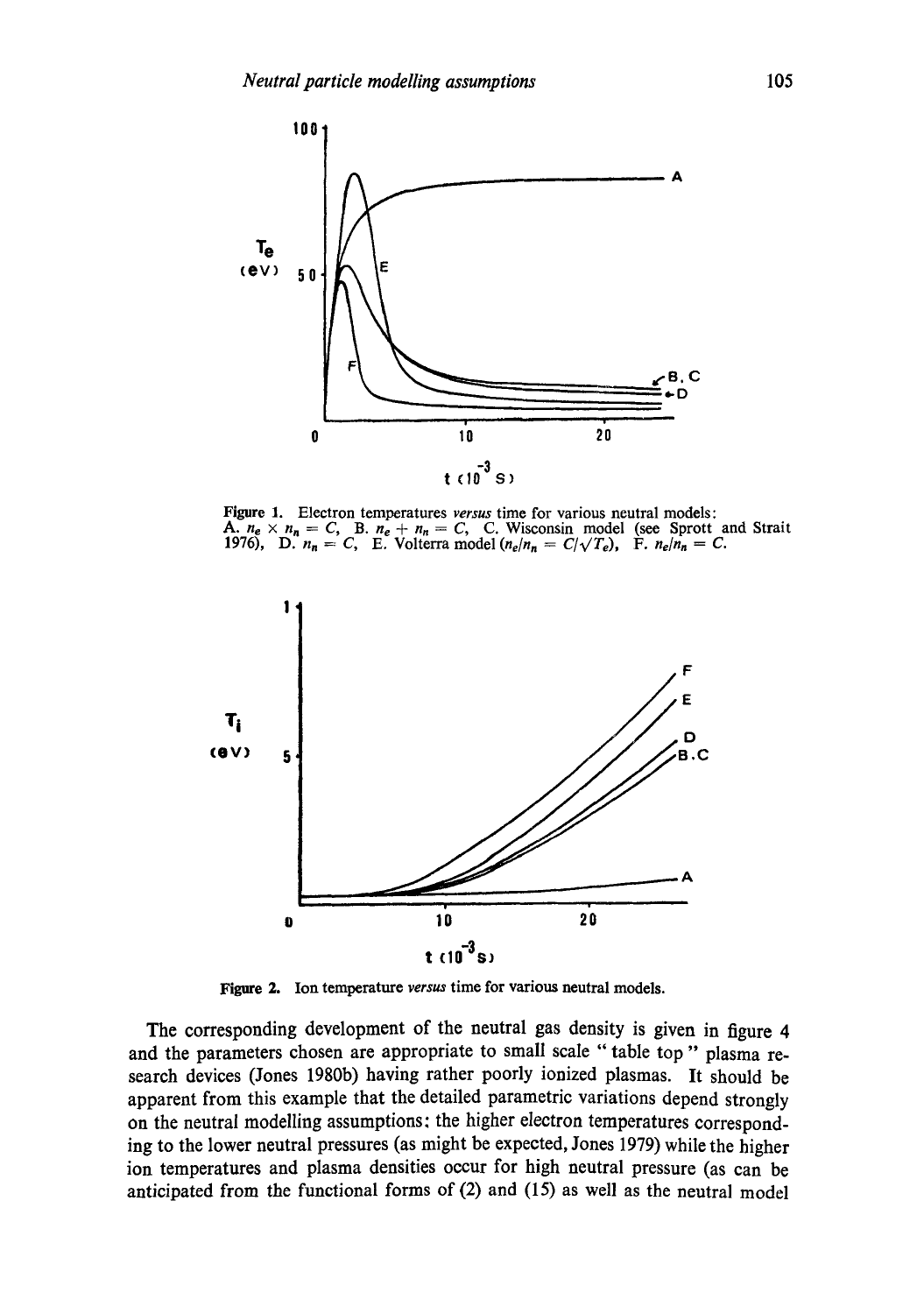Figure 1. Electron temperatures *versus* time for various neutral models: A. $n_e \times n_n = C$, B. $n_e + n_n = C$, C. Wisconsin model (see Sprott and Strait 1976), D. $n_n = C$, E. Volterra model ($n_e/n_n = C/\sqrt{T_e}$), F. $n_e/n_n = C$.

Figure 2. Ion temperature *versus* time for various neutral models.

The corresponding development of the neutral gas density is given in figure 4 and the parameters chosen are appropriate to small scale "table top" plasma research devices (Jones 1980b) having rather poorly ionized plasmas. It should be apparent from this example that the detailed parametric variations depend strongly on the neutral modelling assumptions: the higher electron temperatures corresponding to the lower neutral pressures (as might be expected, Jones 1979) while the higher ion temperatures and plasma densities occur for high neutral pressure (as can be anticipated from the functional forms of (2) and (15) as well as the neutral model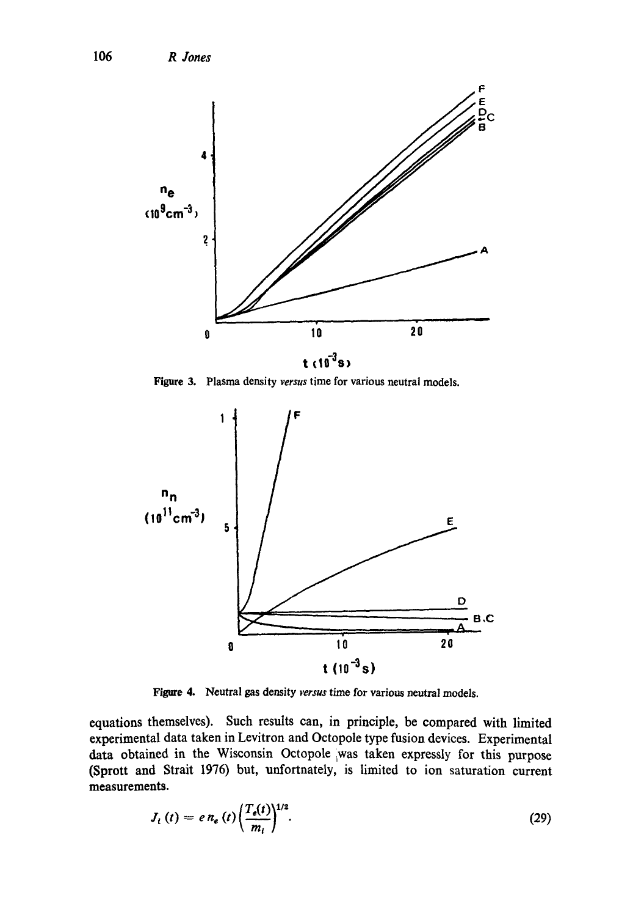Figure 3. Plasma density *versus* time for various neutral models.

Figure 4. Neutral gas density *versus* time for various neutral models.

equations themselves). Such results can, in principle, be compared with limited experimental data taken in Levitron and Octopole type fusion devices. Experimental data obtained in the Wisconsin Octopole was taken expressly for this purpose (Sprott and Strait 1976) but, unfortunately, is limited to ion saturation current measurements.

$$J_i(t) = e\, n_e(t) \left(\frac{T_e(t)}{m_i}\right)^{1/2}. \tag{29}$$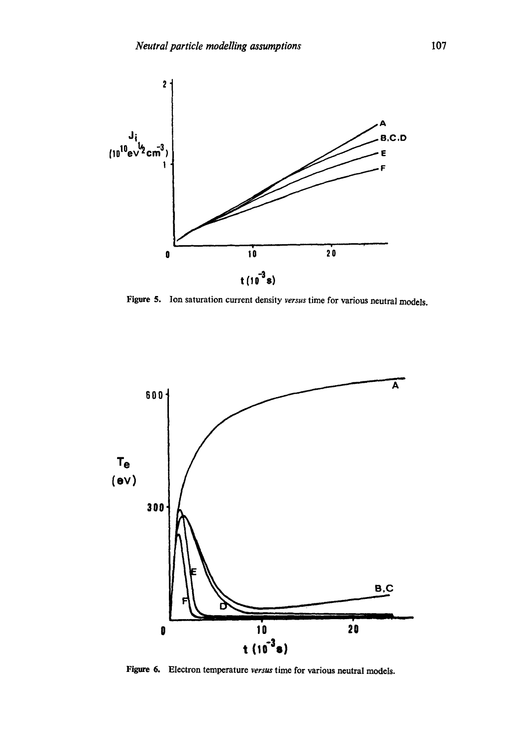Figure 5. Ion saturation current density *versus* time for various neutral models.

Figure 6. Electron temperature *versus* time for various neutral models.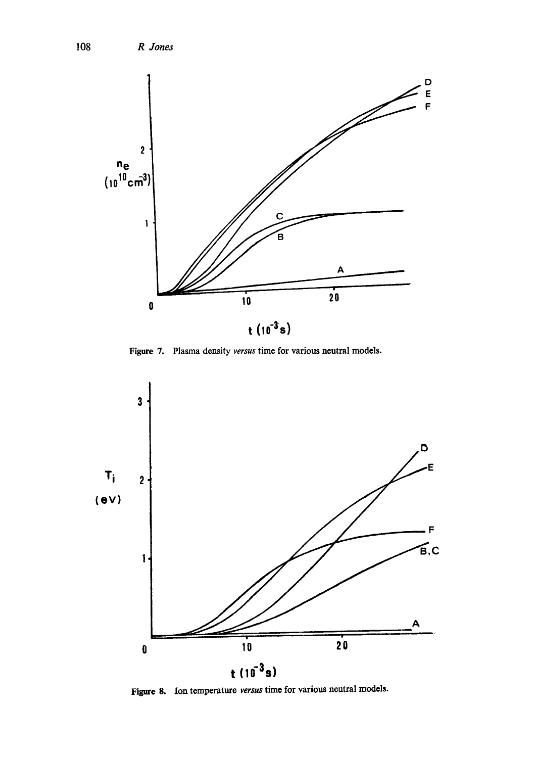Figure 7. Plasma density *versus* time for various neutral models.

Figure 8. Ion temperature *versus* time for various neutral models.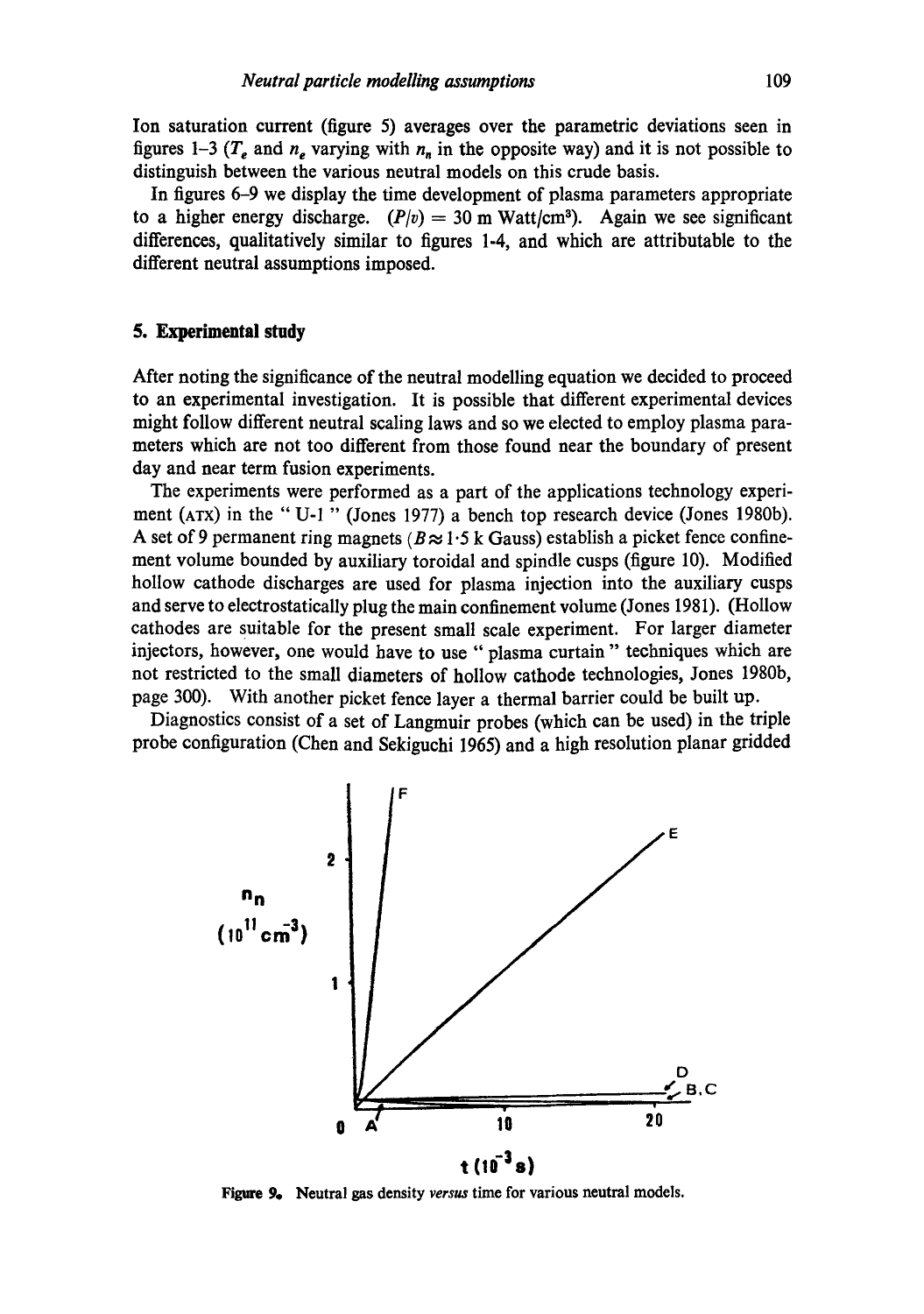Ion saturation current (figure 5) averages over the parametric deviations seen in figures 1–3 ($T_e$ and $n_e$ varying with $n_n$ in the opposite way) and it is not possible to distinguish between the various neutral models on this crude basis.

In figures 6–9 we display the time development of plasma parameters appropriate to a higher energy discharge. $(P/v) = 30$ m Watt/cm$^3$). Again we see significant differences, qualitatively similar to figures 1-4, and which are attributable to the different neutral assumptions imposed.

## 5. Experimental study

After noting the significance of the neutral modelling equation we decided to proceed to an experimental investigation. It is possible that different experimental devices might follow different neutral scaling laws and so we elected to employ plasma parameters which are not too different from those found near the boundary of present day and near term fusion experiments.

The experiments were performed as a part of the applications technology experiment (ATX) in the " U-1 " (Jones 1977) a bench top research device (Jones 1980b). A set of 9 permanent ring magnets ($B \approx 1{\cdot}5$ k Gauss) establish a picket fence confinement volume bounded by auxiliary toroidal and spindle cusps (figure 10). Modified hollow cathode discharges are used for plasma injection into the auxiliary cusps and serve to electrostatically plug the main confinement volume (Jones 1981). (Hollow cathodes are suitable for the present small scale experiment. For larger diameter injectors, however, one would have to use " plasma curtain " techniques which are not restricted to the small diameters of hollow cathode technologies, Jones 1980b, page 300). With another picket fence layer a thermal barrier could be built up.

Diagnostics consist of a set of Langmuir probes (which can be used) in the triple probe configuration (Chen and Sekiguchi 1965) and a high resolution planar gridded

**Figure 9.** Neutral gas density *versus* time for various neutral models.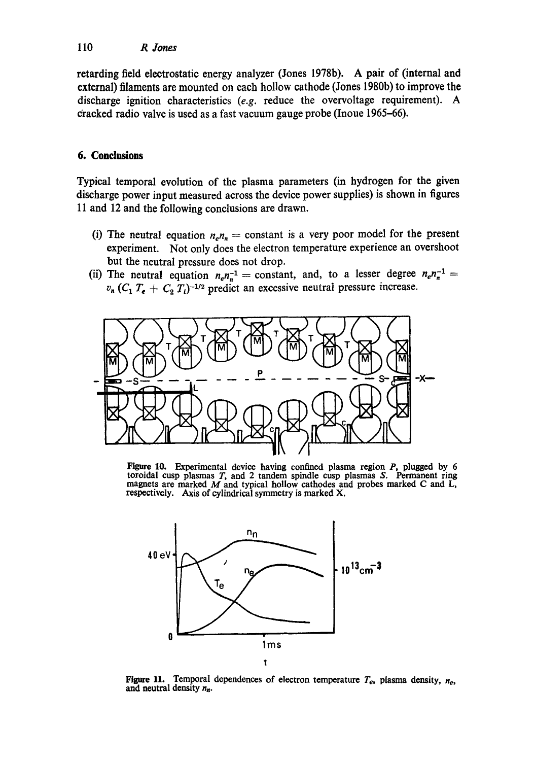retarding field electrostatic energy analyzer (Jones 1978b). A pair of (internal and external) filaments are mounted on each hollow cathode (Jones 1980b) to improve the discharge ignition characteristics (*e.g.* reduce the overvoltage requirement). A cracked radio valve is used as a fast vacuum gauge probe (Inoue 1965–66).

## 6. Conclusions

Typical temporal evolution of the plasma parameters (in hydrogen for the given discharge power input measured across the device power supplies) is shown in figures 11 and 12 and the following conclusions are drawn.

(i) The neutral equation $n_e n_n$ = constant is a very poor model for the present experiment. Not only does the electron temperature experience an overshoot but the neutral pressure does not drop.

(ii) The neutral equation $n_e n_n^{-1}$ = constant, and, to a lesser degree $n_e n_n^{-1} = v_n (C_1 T_e + C_2 T_i)^{-1/2}$ predict an excessive neutral pressure increase.

Figure 10. Experimental device having confined plasma region *P*, plugged by 6 toroidal cusp plasmas *T*, and 2 tandem spindle cusp plasmas *S*. Permanent ring magnets are marked *M* and typical hollow cathodes and probes marked C and L, respectively. Axis of cylindrical symmetry is marked X.

Figure 11. Temporal dependences of electron temperature $T_e$, plasma density, $n_e$, and neutral density $n_n$.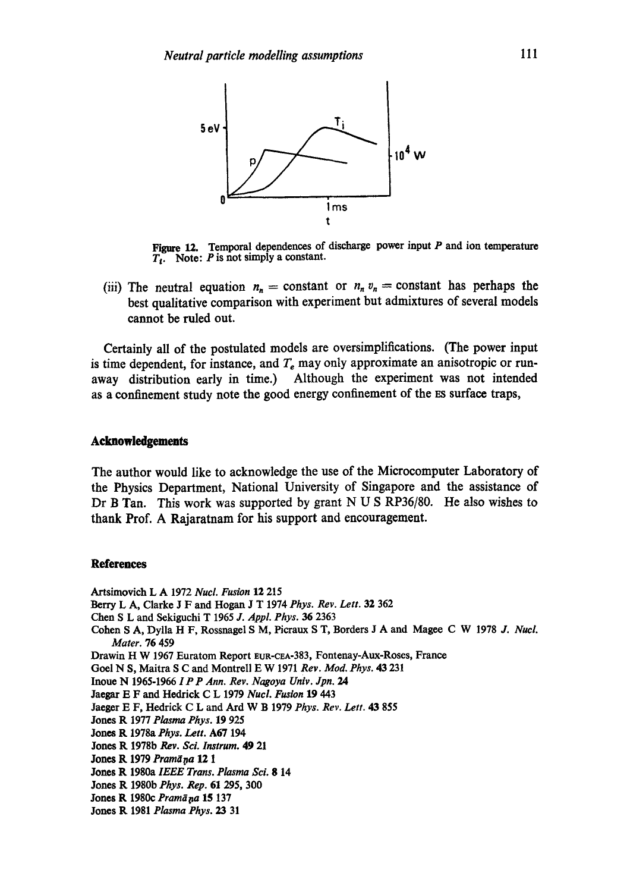Figure 12. Temporal dependences of discharge power input $P$ and ion temperature $T_i$. Note: $P$ is not simply a constant.

(iii) The neutral equation $n_n$ = constant or $n_n v_n$ = constant has perhaps the best qualitative comparison with experiment but admixtures of several models cannot be ruled out.

Certainly all of the postulated models are oversimplifications. (The power input is time dependent, for instance, and $T_e$ may only approximate an anisotropic or run-away distribution early in time.) Although the experiment was not intended as a confinement study note the good energy confinement of the ES surface traps,

## Acknowledgements

The author would like to acknowledge the use of the Microcomputer Laboratory of the Physics Department, National University of Singapore and the assistance of Dr B Tan. This work was supported by grant N U S RP36/80. He also wishes to thank Prof. A Rajaratnam for his support and encouragement.

## References

Artsimovich L A 1972 *Nucl. Fusion* **12** 215

Berry L A, Clarke J F and Hogan J T 1974 *Phys. Rev. Lett.* **32** 362

Chen S L and Sekiguchi T 1965 *J. Appl. Phys.* **36** 2363

Cohen S A, Dylla H F, Rossnagel S M, Picraux S T, Borders J A and Magee C W 1978 *J. Nucl. Mater.* **76** 459

Drawin H W 1967 Euratom Report EUR-CEA-383, Fontenay-Aux-Roses, France

Goel N S, Maitra S C and Montrell E W 1971 *Rev. Mod. Phys.* **43** 231

Inoue N 1965-1966 *I P P Ann. Rev. Nagoya Univ. Jpn.* **24**

Jaegar E F and Hedrick C L 1979 *Nucl. Fusion* **19** 443

Jaeger E F, Hedrick C L and Ard W B 1979 *Phys. Rev. Lett.* **43** 855

Jones R 1977 *Plasma Phys.* **19** 925

Jones R 1978a *Phys. Lett.* **A67** 194

Jones R 1978b *Rev. Sci. Instrum.* **49** 21

Jones R 1979 *Pramāṇa* **12** 1

Jones R 1980a *IEEE Trans. Plasma Sci.* **8** 14

Jones R 1980b *Phys. Rep.* **61** 295, 300

Jones R 1980c *Pramāṇa* **15** 137

Jones R 1981 *Plasma Phys.* **23** 31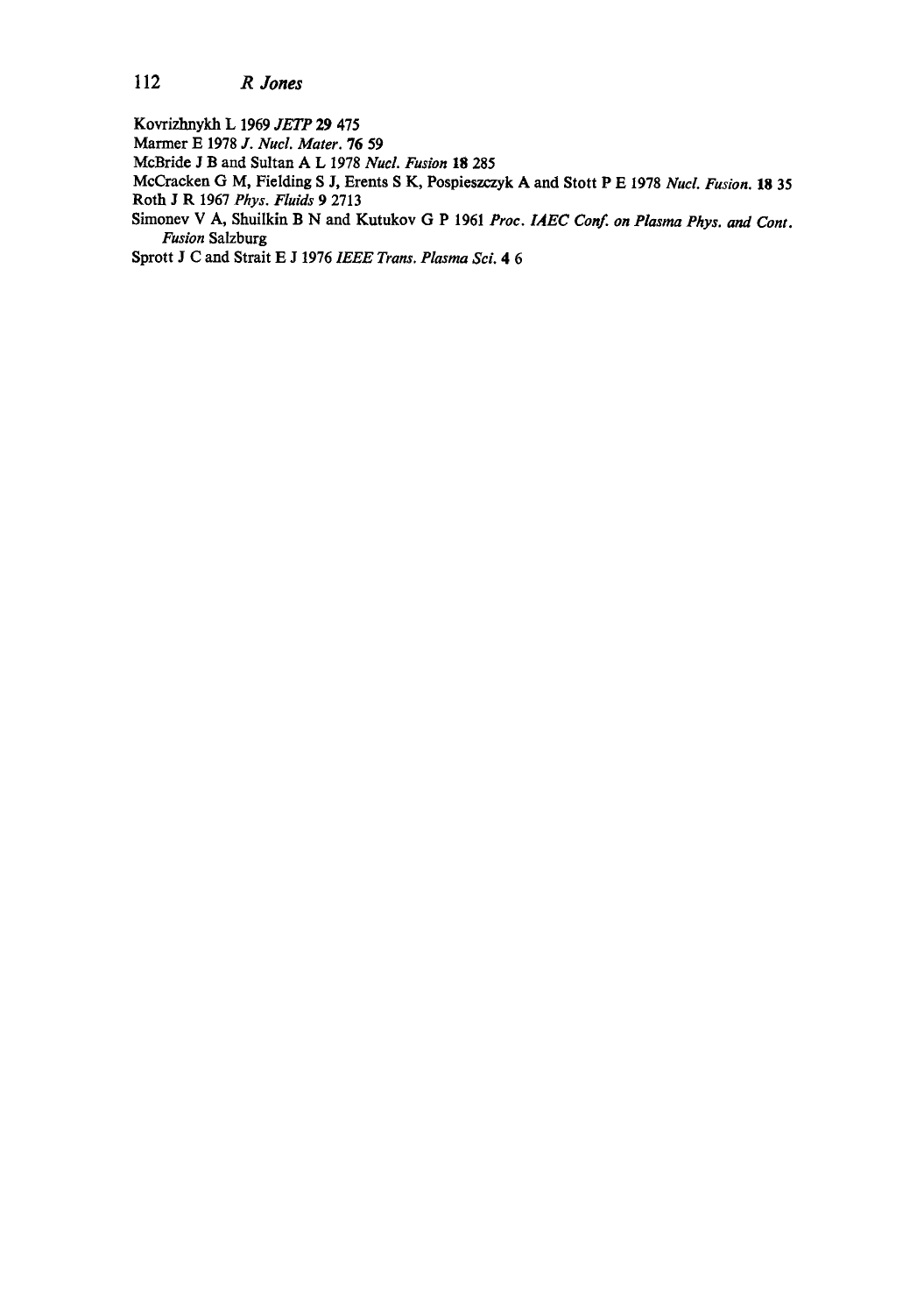Kovrizhnykh L 1969 *JETP* **29** 475

Marmer E 1978 *J. Nucl. Mater.* **76** 59

McBride J B and Sultan A L 1978 *Nucl. Fusion* **18** 285

McCracken G M, Fielding S J, Erents S K, Pospieszczyk A and Stott P E 1978 *Nucl. Fusion.* **18** 35

Roth J R 1967 *Phys. Fluids* **9** 2713

Simonev V A, Shuilkin B N and Kutukov G P 1961 *Proc. IAEC Conf. on Plasma Phys. and Cont. Fusion* Salzburg

Sprott J C and Strait E J 1976 *IEEE Trans. Plasma Sci.* **4** 6